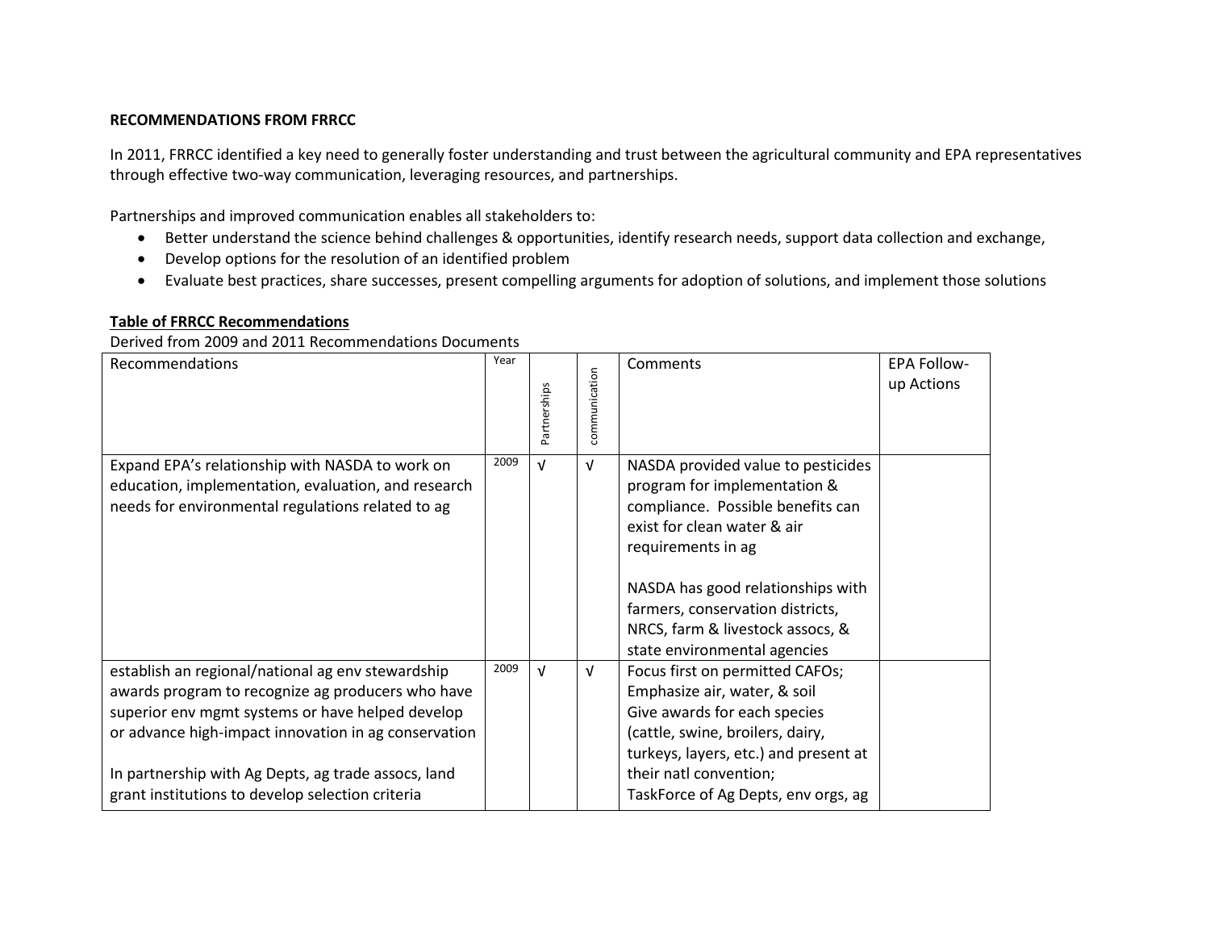**RECOMMENDATIONS FROM FRRCC**

In 2011, FRRCC identified a key need to generally foster understanding and trust between the agricultural community and EPA representatives through effective two-way communication, leveraging resources, and partnerships.

Partnerships and improved communication enables all stakeholders to:

- Better understand the science behind challenges & opportunities, identify research needs, support data collection and exchange,
- Develop options for the resolution of an identified problem
- Evaluate best practices, share successes, present compelling arguments for adoption of solutions, and implement those solutions

**Table of FRRCC Recommendations**

Derived from 2009 and 2011 Recommendations Documents

| Recommendations | Year | Partnerships | communication | Comments | EPA Follow-up Actions |
|---|---|---|---|---|---|
| Expand EPA's relationship with NASDA to work on education, implementation, evaluation, and research needs for environmental regulations related to ag | 2009 | √ | √ | NASDA provided value to pesticides program for implementation & compliance. Possible benefits can exist for clean water & air requirements in ag<br><br>NASDA has good relationships with farmers, conservation districts, NRCS, farm & livestock assocs, & state environmental agencies | |
| establish an regional/national ag env stewardship awards program to recognize ag producers who have superior env mgmt systems or have helped develop or advance high-impact innovation in ag conservation<br><br>In partnership with Ag Depts, ag trade assocs, land grant institutions to develop selection criteria | 2009 | √ | √ | Focus first on permitted CAFOs;<br>Emphasize air, water, & soil<br>Give awards for each species (cattle, swine, broilers, dairy, turkeys, layers, etc.) and present at their natl convention;<br>TaskForce of Ag Depts, env orgs, ag | |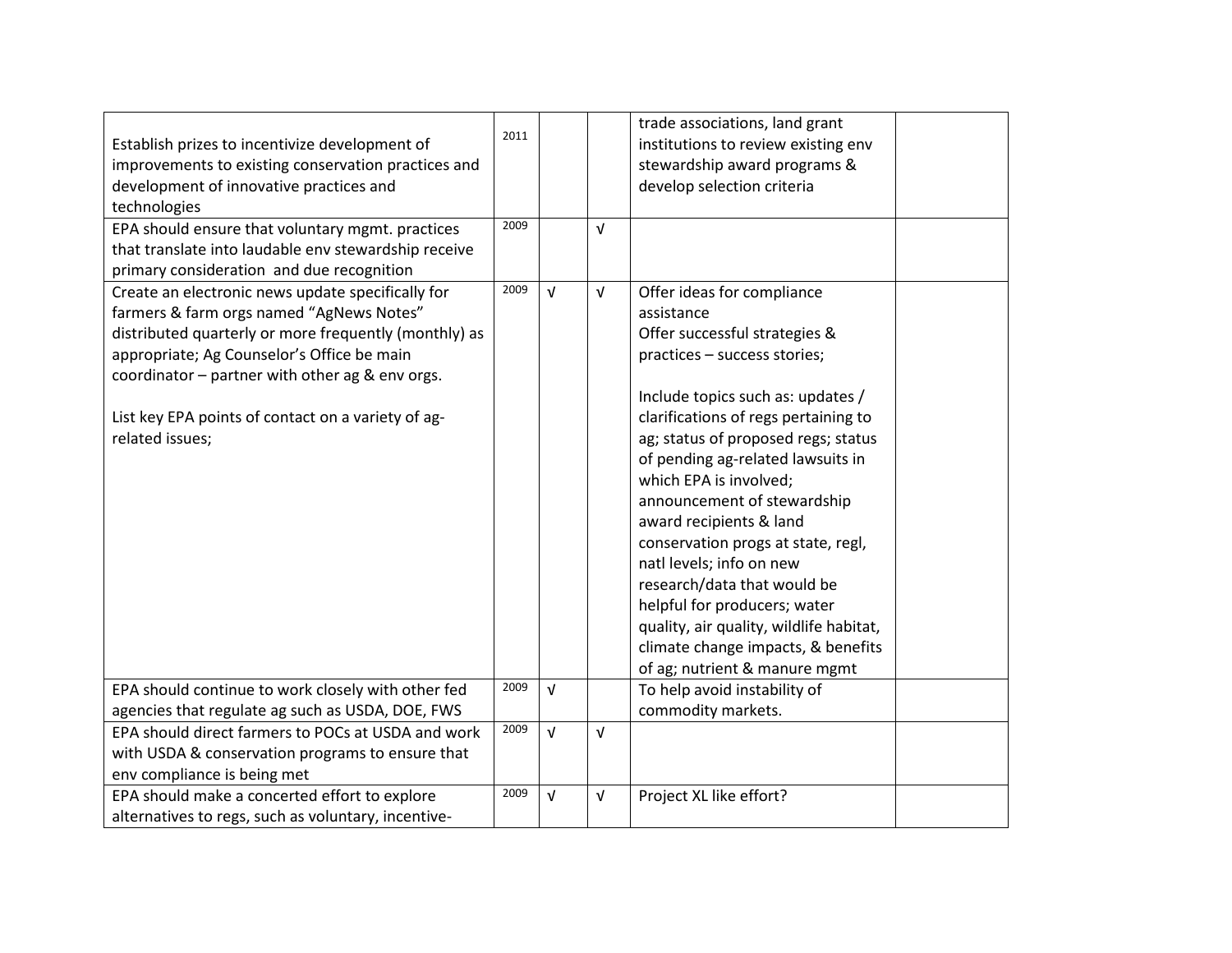| | | | | | |
|---|---|---|---|---|---|
| Establish prizes to incentivize development of improvements to existing conservation practices and development of innovative practices and technologies | 2011 | | | trade associations, land grant institutions to review existing env stewardship award programs & develop selection criteria | |
| EPA should ensure that voluntary mgmt. practices that translate into laudable env stewardship receive primary consideration and due recognition | 2009 | | √ | | |
| Create an electronic news update specifically for farmers & farm orgs named "AgNews Notes" distributed quarterly or more frequently (monthly) as appropriate; Ag Counselor's Office be main coordinator – partner with other ag & env orgs.<br><br>List key EPA points of contact on a variety of ag-related issues; | 2009 | √ | √ | Offer ideas for compliance assistance<br>Offer successful strategies & practices – success stories;<br><br>Include topics such as: updates / clarifications of regs pertaining to ag; status of proposed regs; status of pending ag-related lawsuits in which EPA is involved; announcement of stewardship award recipients & land conservation progs at state, regl, natl levels; info on new research/data that would be helpful for producers; water quality, air quality, wildlife habitat, climate change impacts, & benefits of ag; nutrient & manure mgmt | |
| EPA should continue to work closely with other fed agencies that regulate ag such as USDA, DOE, FWS | 2009 | √ | | To help avoid instability of commodity markets. | |
| EPA should direct farmers to POCs at USDA and work with USDA & conservation programs to ensure that env compliance is being met | 2009 | √ | √ | | |
| EPA should make a concerted effort to explore alternatives to regs, such as voluntary, incentive- | 2009 | √ | √ | Project XL like effort? | |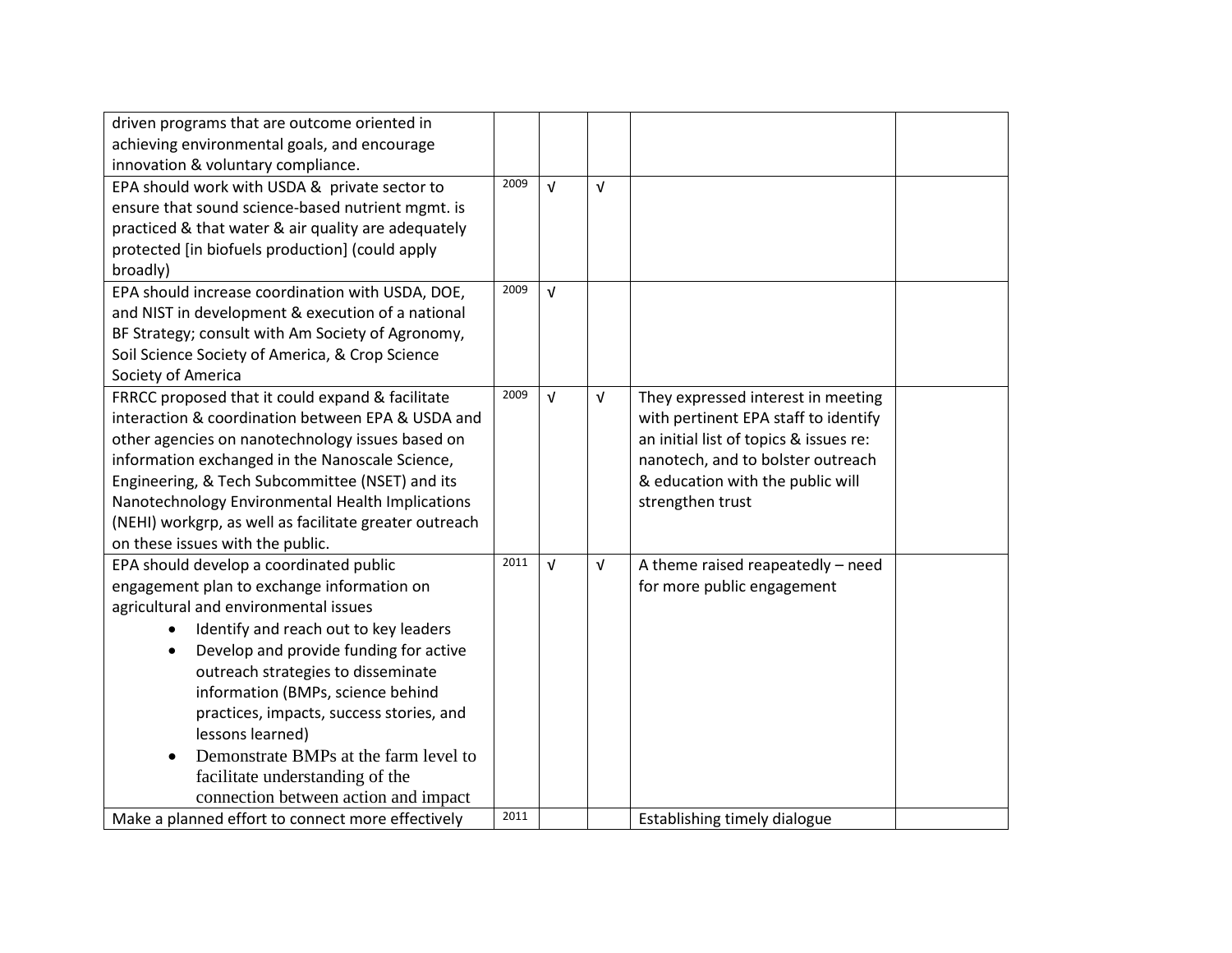| | | | | | |
|---|---|---|---|---|---|
| driven programs that are outcome oriented in achieving environmental goals, and encourage innovation & voluntary compliance. | | | | | |
| EPA should work with USDA & private sector to ensure that sound science-based nutrient mgmt. is practiced & that water & air quality are adequately protected [in biofuels production] (could apply broadly) | 2009 | √ | √ | | |
| EPA should increase coordination with USDA, DOE, and NIST in development & execution of a national BF Strategy; consult with Am Society of Agronomy, Soil Science Society of America, & Crop Science Society of America | 2009 | √ | | | |
| FRRCC proposed that it could expand & facilitate interaction & coordination between EPA & USDA and other agencies on nanotechnology issues based on information exchanged in the Nanoscale Science, Engineering, & Tech Subcommittee (NSET) and its Nanotechnology Environmental Health Implications (NEHI) workgrp, as well as facilitate greater outreach on these issues with the public. | 2009 | √ | √ | They expressed interest in meeting with pertinent EPA staff to identify an initial list of topics & issues re: nanotech, and to bolster outreach & education with the public will strengthen trust | |
| EPA should develop a coordinated public engagement plan to exchange information on agricultural and environmental issues<br>• Identify and reach out to key leaders<br>• Develop and provide funding for active outreach strategies to disseminate information (BMPs, science behind practices, impacts, success stories, and lessons learned)<br>• Demonstrate BMPs at the farm level to facilitate understanding of the connection between action and impact | 2011 | √ | √ | A theme raised reapeatedly – need for more public engagement | |
| Make a planned effort to connect more effectively | 2011 | | | Establishing timely dialogue | |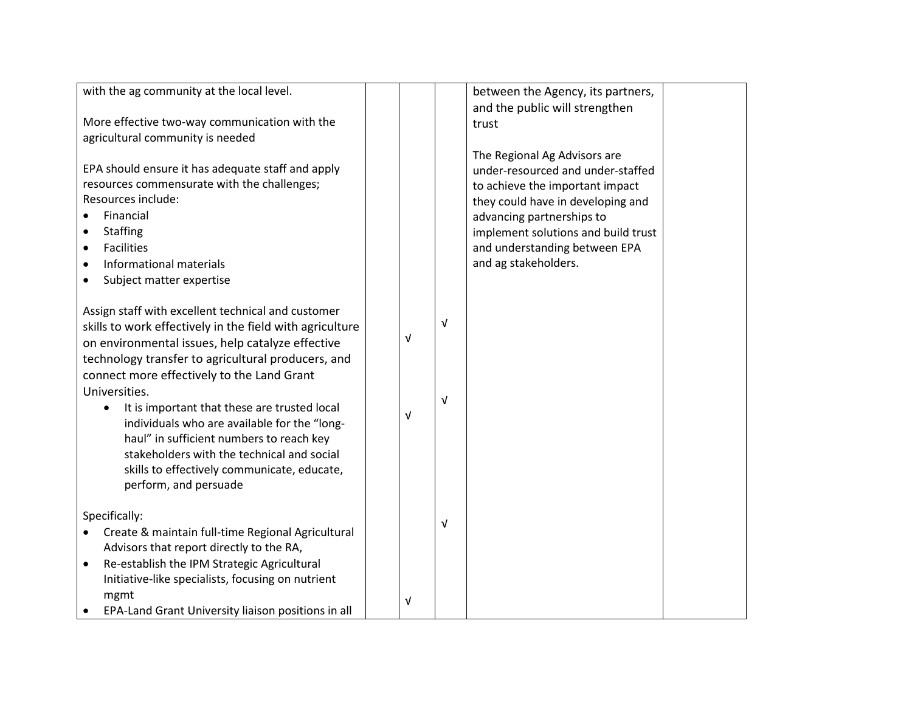| | | | | | |
|---|---|---|---|---|---|
| with the ag community at the local level.<br><br>More effective two-way communication with the agricultural community is needed<br><br>EPA should ensure it has adequate staff and apply resources commensurate with the challenges; Resources include:<br>• Financial<br>• Staffing<br>• Facilities<br>• Informational materials<br>• Subject matter expertise<br><br>Assign staff with excellent technical and customer skills to work effectively in the field with agriculture on environmental issues, help catalyze effective technology transfer to agricultural producers, and connect more effectively to the Land Grant Universities.<br>• It is important that these are trusted local individuals who are available for the "long-haul" in sufficient numbers to reach key stakeholders with the technical and social skills to effectively communicate, educate, perform, and persuade<br><br>Specifically:<br>• Create & maintain full-time Regional Agricultural Advisors that report directly to the RA,<br>• Re-establish the IPM Strategic Agricultural Initiative-like specialists, focusing on nutrient mgmt<br>• EPA-Land Grant University liaison positions in all | | √<br><br>√<br><br>√ | √<br><br>√<br><br>√ | between the Agency, its partners, and the public will strengthen trust<br><br>The Regional Ag Advisors are under-resourced and under-staffed to achieve the important impact they could have in developing and advancing partnerships to implement solutions and build trust and understanding between EPA and ag stakeholders. | |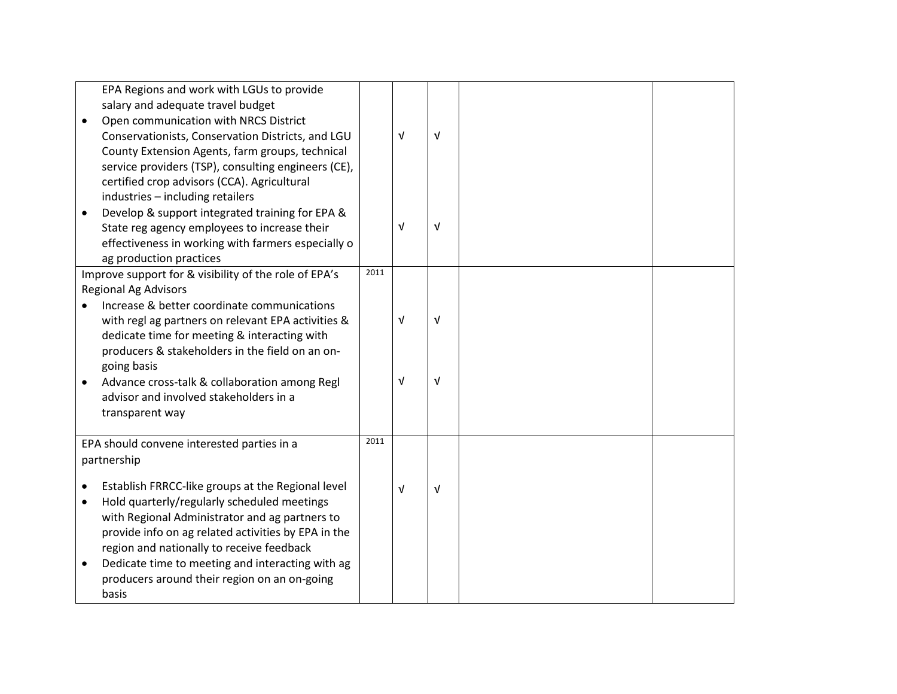| | | | | | |
|---|---|---|---|---|---|
| EPA Regions and work with LGUs to provide salary and adequate travel budget<br>• Open communication with NRCS District Conservationists, Conservation Districts, and LGU County Extension Agents, farm groups, technical service providers (TSP), consulting engineers (CE), certified crop advisors (CCA). Agricultural industries – including retailers<br>• Develop & support integrated training for EPA & State reg agency employees to increase their effectiveness in working with farmers especially o ag production practices | | √<br><br>√ | √<br><br>√ | | |
| Improve support for & visibility of the role of EPA's Regional Ag Advisors<br>• Increase & better coordinate communications with regl ag partners on relevant EPA activities & dedicate time for meeting & interacting with producers & stakeholders in the field on an on-going basis<br>• Advance cross-talk & collaboration among Regl advisor and involved stakeholders in a transparent way | 2011 | √<br><br>√ | √<br><br>√ | | |
| EPA should convene interested parties in a partnership<br>• Establish FRRCC-like groups at the Regional level<br>• Hold quarterly/regularly scheduled meetings with Regional Administrator and ag partners to provide info on ag related activities by EPA in the region and nationally to receive feedback<br>• Dedicate time to meeting and interacting with ag producers around their region on an on-going basis | 2011 | √ | √ | | |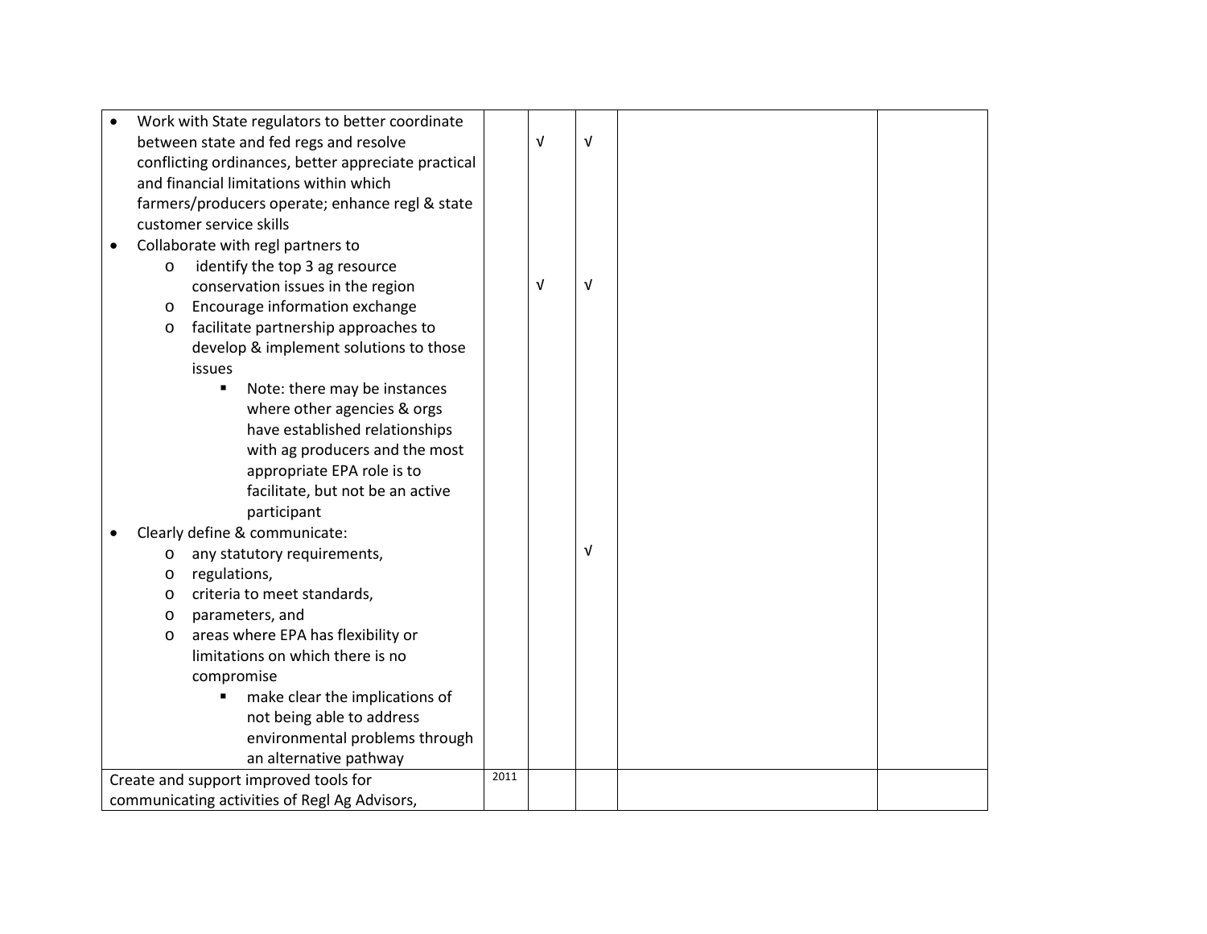| | | | | | |
|---|---|---|---|---|---|
| • Work with State regulators to better coordinate between state and fed regs and resolve conflicting ordinances, better appreciate practical and financial limitations within which farmers/producers operate; enhance regl & state customer service skills<br>• Collaborate with regl partners to<br>  o identify the top 3 ag resource conservation issues in the region<br>  o Encourage information exchange<br>  o facilitate partnership approaches to develop & implement solutions to those issues<br>    ▪ Note: there may be instances where other agencies & orgs have established relationships with ag producers and the most appropriate EPA role is to facilitate, but not be an active participant<br>• Clearly define & communicate:<br>  o any statutory requirements,<br>  o regulations,<br>  o criteria to meet standards,<br>  o parameters, and<br>  o areas where EPA has flexibility or limitations on which there is no compromise<br>    ▪ make clear the implications of not being able to address environmental problems through an alternative pathway | | √<br><br>√ | √<br><br>√<br><br>√ | | |
| Create and support improved tools for communicating activities of Regl Ag Advisors, | 2011 | | | | |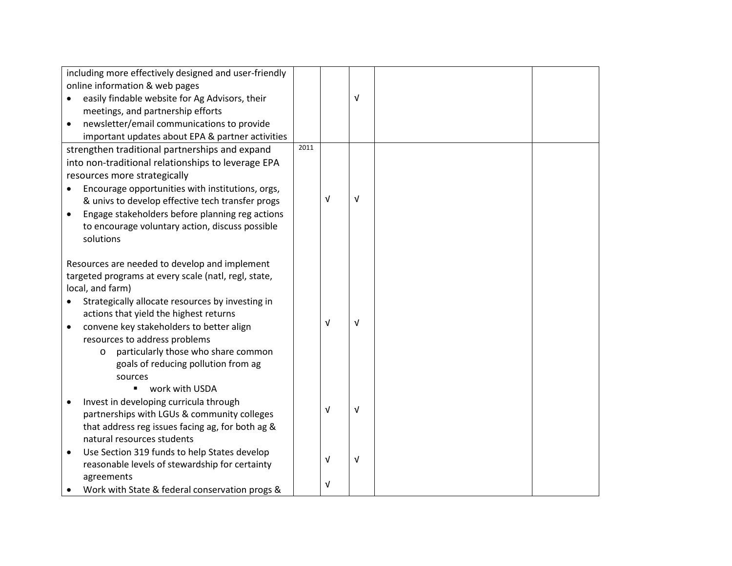| | | | | | |
|---|---|---|---|---|---|
| including more effectively designed and user-friendly online information & web pages<br>• easily findable website for Ag Advisors, their meetings, and partnership efforts<br>• newsletter/email communications to provide important updates about EPA & partner activities | | | √ | | |
| strengthen traditional partnerships and expand into non-traditional relationships to leverage EPA resources more strategically<br>• Encourage opportunities with institutions, orgs, & univs to develop effective tech transfer progs<br>• Engage stakeholders before planning reg actions to encourage voluntary action, discuss possible solutions<br><br>Resources are needed to develop and implement targeted programs at every scale (natl, regl, state, local, and farm)<br>• Strategically allocate resources by investing in actions that yield the highest returns<br>• convene key stakeholders to better align resources to address problems<br>  o particularly those who share common goals of reducing pollution from ag sources<br>    ▪ work with USDA<br>• Invest in developing curricula through partnerships with LGUs & community colleges that address reg issues facing ag, for both ag & natural resources students<br>• Use Section 319 funds to help States develop reasonable levels of stewardship for certainty agreements<br>• Work with State & federal conservation progs & | 2011 | √<br><br>√<br><br>√<br><br>√<br><br>√ | √<br><br>√<br><br>√<br><br>√ | | |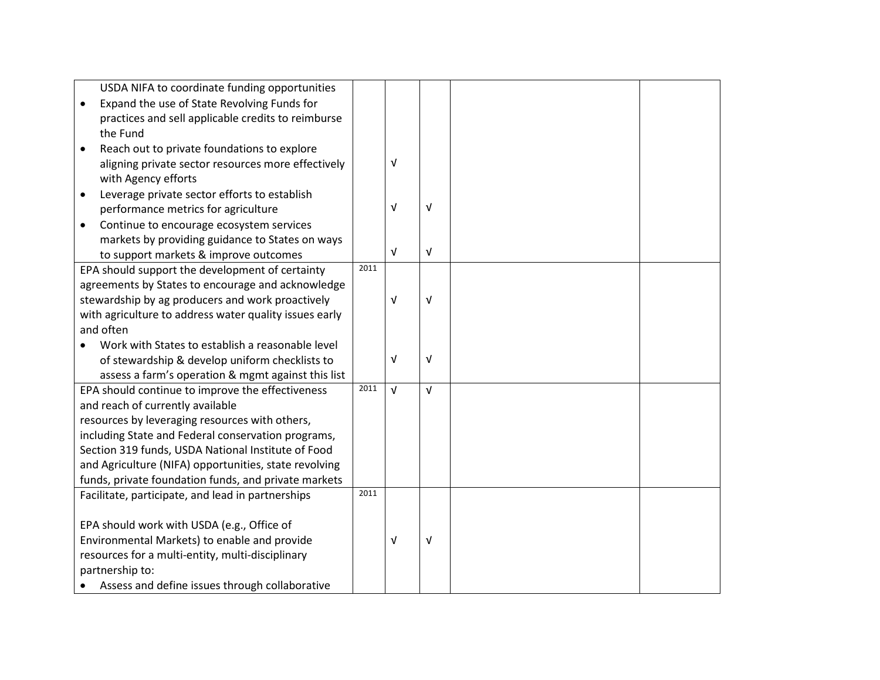| | | | | | |
|---|---|---|---|---|---|
| USDA NIFA to coordinate funding opportunities<br>• Expand the use of State Revolving Funds for practices and sell applicable credits to reimburse the Fund<br>• Reach out to private foundations to explore aligning private sector resources more effectively with Agency efforts<br>• Leverage private sector efforts to establish performance metrics for agriculture<br>• Continue to encourage ecosystem services markets by providing guidance to States on ways to support markets & improve outcomes | | √<br>√<br>√ | √<br>√ | | |
| EPA should support the development of certainty agreements by States to encourage and acknowledge stewardship by ag producers and work proactively with agriculture to address water quality issues early and often<br>• Work with States to establish a reasonable level of stewardship & develop uniform checklists to assess a farm's operation & mgmt against this list | 2011 | √<br>√ | √<br>√ | | |
| EPA should continue to improve the effectiveness and reach of currently available resources by leveraging resources with others, including State and Federal conservation programs, Section 319 funds, USDA National Institute of Food and Agriculture (NIFA) opportunities, state revolving funds, private foundation funds, and private markets | 2011 | √ | √ | | |
| Facilitate, participate, and lead in partnerships<br><br>EPA should work with USDA (e.g., Office of Environmental Markets) to enable and provide resources for a multi-entity, multi-disciplinary partnership to:<br>• Assess and define issues through collaborative | 2011 | √ | √ | | |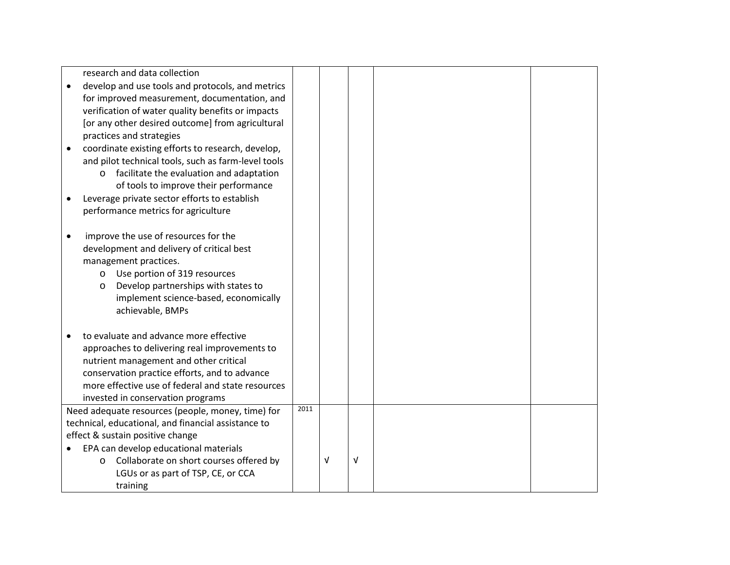| | | | | | |
|---|---|---|---|---|---|
| research and data collection<br>• develop and use tools and protocols, and metrics for improved measurement, documentation, and verification of water quality benefits or impacts [or any other desired outcome] from agricultural practices and strategies<br>• coordinate existing efforts to research, develop, and pilot technical tools, such as farm-level tools<br>&nbsp;&nbsp;&nbsp;&nbsp;o facilitate the evaluation and adaptation of tools to improve their performance<br>• Leverage private sector efforts to establish performance metrics for agriculture<br><br>• improve the use of resources for the development and delivery of critical best management practices.<br>&nbsp;&nbsp;&nbsp;&nbsp;o Use portion of 319 resources<br>&nbsp;&nbsp;&nbsp;&nbsp;o Develop partnerships with states to implement science-based, economically achievable, BMPs<br><br>• to evaluate and advance more effective approaches to delivering real improvements to nutrient management and other critical conservation practice efforts, and to advance more effective use of federal and state resources invested in conservation programs | | | | | |
| Need adequate resources (people, money, time) for technical, educational, and financial assistance to effect & sustain positive change<br>• EPA can develop educational materials<br>&nbsp;&nbsp;&nbsp;&nbsp;o Collaborate on short courses offered by LGUs or as part of TSP, CE, or CCA training | 2011 | √ | √ | | |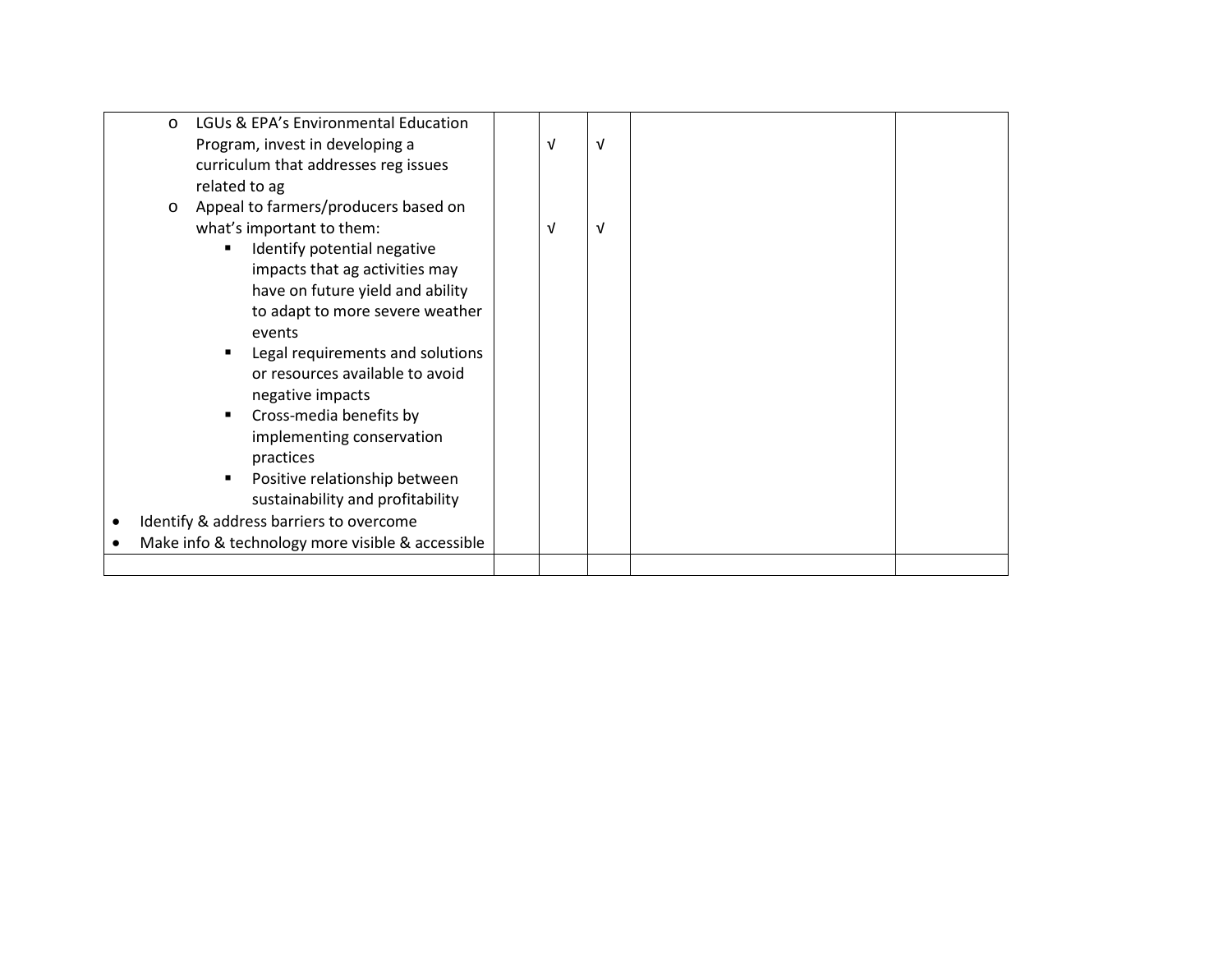| | | | | | |
|---|---|---|---|---|---|
| o LGUs & EPA's Environmental Education Program, invest in developing a curriculum that addresses reg issues related to ag<br>o Appeal to farmers/producers based on what's important to them:<br>▪ Identify potential negative impacts that ag activities may have on future yield and ability to adapt to more severe weather events<br>▪ Legal requirements and solutions or resources available to avoid negative impacts<br>▪ Cross-media benefits by implementing conservation practices<br>▪ Positive relationship between sustainability and profitability<br>• Identify & address barriers to overcome<br>• Make info & technology more visible & accessible | | √<br>√ | √<br>√ | | |
| | | | | | |